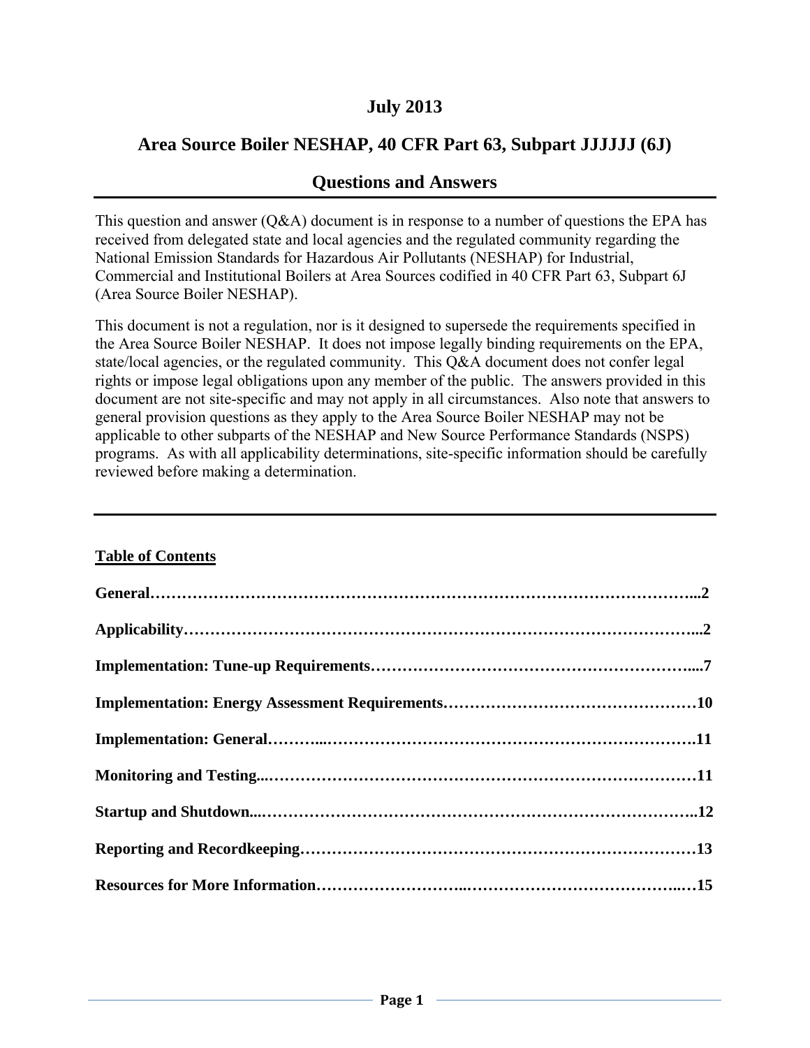# July 2013

# Area Source Boiler NESHAP, 40 CFR Part 63, Subpart JJJJJJ (6J)

# Questions and Answers

This question and answer (Q&A) document is in response to a number of questions the EPA has received from delegated state and local agencies and the regulated community regarding the National Emission Standards for Hazardous Air Pollutants (NESHAP) for Industrial, Commercial and Institutional Boilers at Area Sources codified in 40 CFR Part 63, Subpart 6J (Area Source Boiler NESHAP).

This document is not a regulation, nor is it designed to supersede the requirements specified in the Area Source Boiler NESHAP. It does not impose legally binding requirements on the EPA, state/local agencies, or the regulated community. This Q&A document does not confer legal rights or impose legal obligations upon any member of the public. The answers provided in this document are not site-specific and may not apply in all circumstances. Also note that answers to general provision questions as they apply to the Area Source Boiler NESHAP may not be applicable to other subparts of the NESHAP and New Source Performance Standards (NSPS) programs. As with all applicability determinations, site-specific information should be carefully reviewed before making a determination.

---

**Table of Contents**

**General……………………………………………………………………………………...2**

**Applicability…………………………………………………………………………………...2**

**Implementation: Tune-up Requirements……………………………………………………....7**

**Implementation: Energy Assessment Requirements………………………………………10**

**Implementation: General………...…………………………………………………………….11**

**Monitoring and Testing...……………………………………………………………………11**

**Startup and Shutdown...……………………………………………………………………..12**

**Reporting and Recordkeeping…………………………………………………………………13**

**Resources for More Information……………………….…………………………………..…15**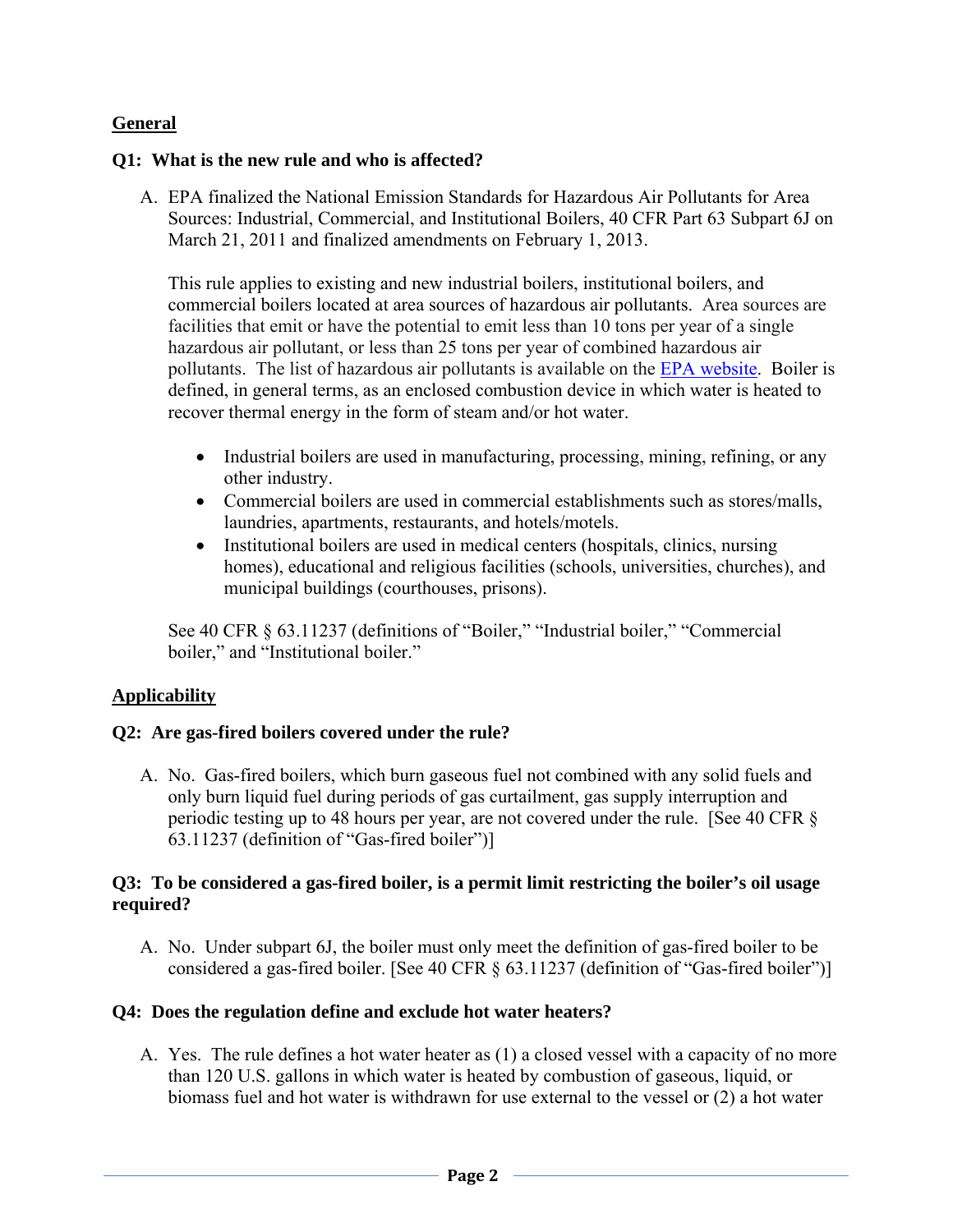## General

### Q1: What is the new rule and who is affected?

A. EPA finalized the National Emission Standards for Hazardous Air Pollutants for Area Sources: Industrial, Commercial, and Institutional Boilers, 40 CFR Part 63 Subpart 6J on March 21, 2011 and finalized amendments on February 1, 2013.

This rule applies to existing and new industrial boilers, institutional boilers, and commercial boilers located at area sources of hazardous air pollutants. Area sources are facilities that emit or have the potential to emit less than 10 tons per year of a single hazardous air pollutant, or less than 25 tons per year of combined hazardous air pollutants. The list of hazardous air pollutants is available on the EPA website. Boiler is defined, in general terms, as an enclosed combustion device in which water is heated to recover thermal energy in the form of steam and/or hot water.

- Industrial boilers are used in manufacturing, processing, mining, refining, or any other industry.
- Commercial boilers are used in commercial establishments such as stores/malls, laundries, apartments, restaurants, and hotels/motels.
- Institutional boilers are used in medical centers (hospitals, clinics, nursing homes), educational and religious facilities (schools, universities, churches), and municipal buildings (courthouses, prisons).

See 40 CFR § 63.11237 (definitions of "Boiler," "Industrial boiler," "Commercial boiler," and "Institutional boiler."

## Applicability

### Q2: Are gas-fired boilers covered under the rule?

A. No. Gas-fired boilers, which burn gaseous fuel not combined with any solid fuels and only burn liquid fuel during periods of gas curtailment, gas supply interruption and periodic testing up to 48 hours per year, are not covered under the rule. [See 40 CFR § 63.11237 (definition of "Gas-fired boiler")]

### Q3: To be considered a gas-fired boiler, is a permit limit restricting the boiler's oil usage required?

A. No. Under subpart 6J, the boiler must only meet the definition of gas-fired boiler to be considered a gas-fired boiler. [See 40 CFR § 63.11237 (definition of "Gas-fired boiler")]

### Q4: Does the regulation define and exclude hot water heaters?

A. Yes. The rule defines a hot water heater as (1) a closed vessel with a capacity of no more than 120 U.S. gallons in which water is heated by combustion of gaseous, liquid, or biomass fuel and hot water is withdrawn for use external to the vessel or (2) a hot water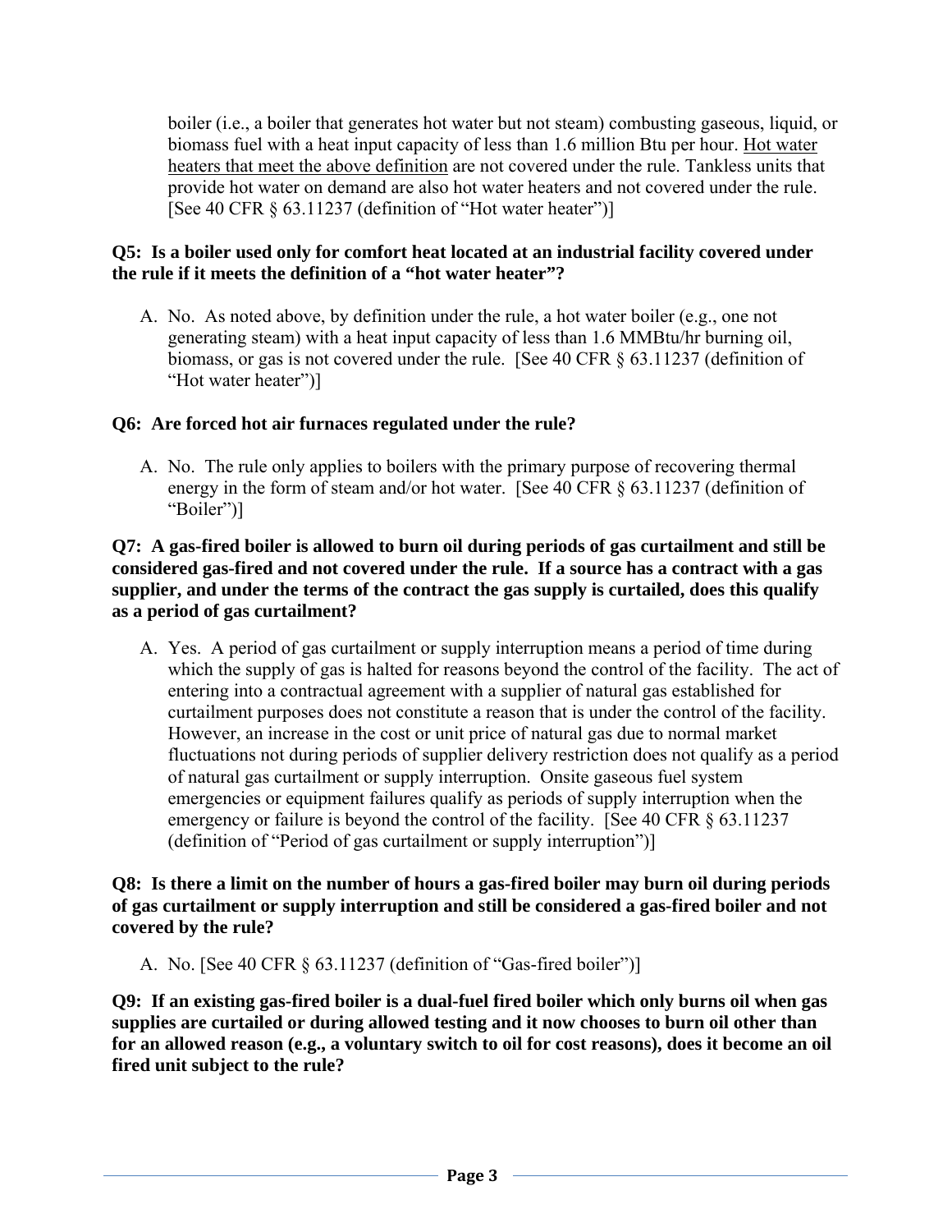boiler (i.e., a boiler that generates hot water but not steam) combusting gaseous, liquid, or biomass fuel with a heat input capacity of less than 1.6 million Btu per hour. Hot water heaters that meet the above definition are not covered under the rule. Tankless units that provide hot water on demand are also hot water heaters and not covered under the rule. [See 40 CFR § 63.11237 (definition of "Hot water heater")]

**Q5: Is a boiler used only for comfort heat located at an industrial facility covered under the rule if it meets the definition of a "hot water heater"?**

A. No. As noted above, by definition under the rule, a hot water boiler (e.g., one not generating steam) with a heat input capacity of less than 1.6 MMBtu/hr burning oil, biomass, or gas is not covered under the rule. [See 40 CFR § 63.11237 (definition of "Hot water heater")]

**Q6: Are forced hot air furnaces regulated under the rule?**

A. No. The rule only applies to boilers with the primary purpose of recovering thermal energy in the form of steam and/or hot water. [See 40 CFR § 63.11237 (definition of "Boiler")]

**Q7: A gas-fired boiler is allowed to burn oil during periods of gas curtailment and still be considered gas-fired and not covered under the rule. If a source has a contract with a gas supplier, and under the terms of the contract the gas supply is curtailed, does this qualify as a period of gas curtailment?**

A. Yes. A period of gas curtailment or supply interruption means a period of time during which the supply of gas is halted for reasons beyond the control of the facility. The act of entering into a contractual agreement with a supplier of natural gas established for curtailment purposes does not constitute a reason that is under the control of the facility. However, an increase in the cost or unit price of natural gas due to normal market fluctuations not during periods of supplier delivery restriction does not qualify as a period of natural gas curtailment or supply interruption. Onsite gaseous fuel system emergencies or equipment failures qualify as periods of supply interruption when the emergency or failure is beyond the control of the facility. [See 40 CFR § 63.11237 (definition of "Period of gas curtailment or supply interruption")]

**Q8: Is there a limit on the number of hours a gas-fired boiler may burn oil during periods of gas curtailment or supply interruption and still be considered a gas-fired boiler and not covered by the rule?**

A. No. [See 40 CFR § 63.11237 (definition of "Gas-fired boiler")]

**Q9: If an existing gas-fired boiler is a dual-fuel fired boiler which only burns oil when gas supplies are curtailed or during allowed testing and it now chooses to burn oil other than for an allowed reason (e.g., a voluntary switch to oil for cost reasons), does it become an oil fired unit subject to the rule?**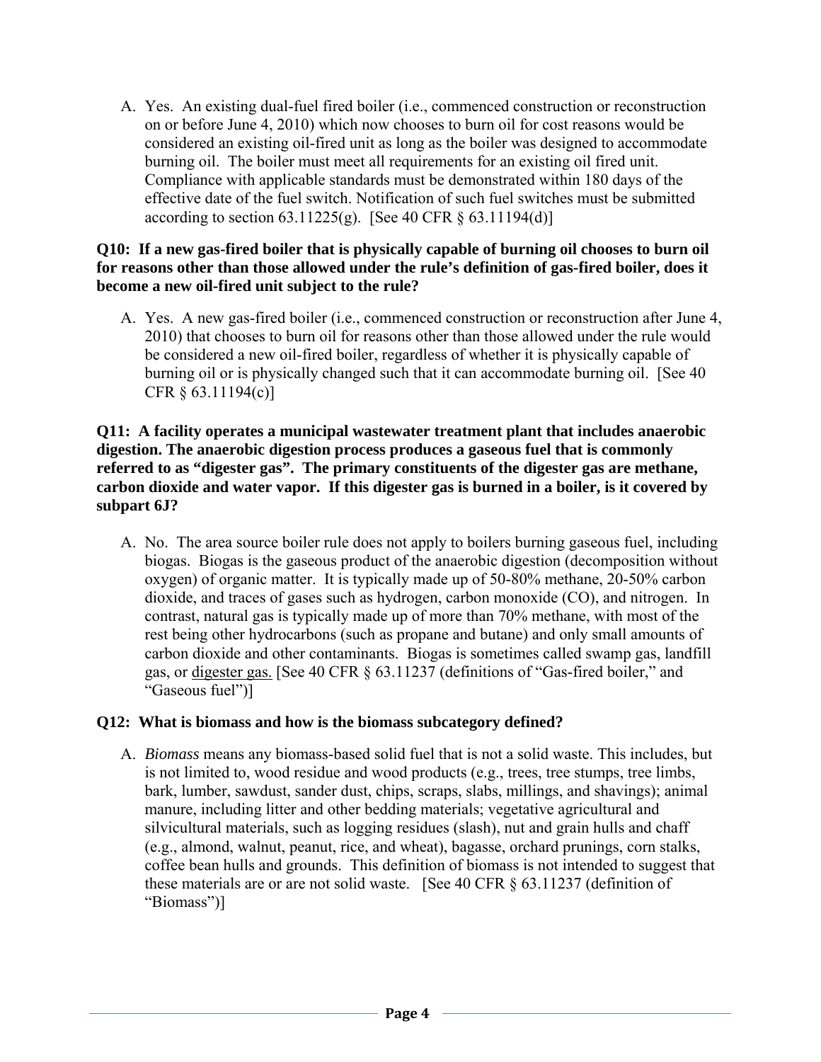A. Yes. An existing dual-fuel fired boiler (i.e., commenced construction or reconstruction on or before June 4, 2010) which now chooses to burn oil for cost reasons would be considered an existing oil-fired unit as long as the boiler was designed to accommodate burning oil. The boiler must meet all requirements for an existing oil fired unit. Compliance with applicable standards must be demonstrated within 180 days of the effective date of the fuel switch. Notification of such fuel switches must be submitted according to section 63.11225(g). [See 40 CFR § 63.11194(d)]

**Q10: If a new gas-fired boiler that is physically capable of burning oil chooses to burn oil for reasons other than those allowed under the rule's definition of gas-fired boiler, does it become a new oil-fired unit subject to the rule?**

A. Yes. A new gas-fired boiler (i.e., commenced construction or reconstruction after June 4, 2010) that chooses to burn oil for reasons other than those allowed under the rule would be considered a new oil-fired boiler, regardless of whether it is physically capable of burning oil or is physically changed such that it can accommodate burning oil. [See 40 CFR § 63.11194(c)]

**Q11: A facility operates a municipal wastewater treatment plant that includes anaerobic digestion. The anaerobic digestion process produces a gaseous fuel that is commonly referred to as "digester gas". The primary constituents of the digester gas are methane, carbon dioxide and water vapor. If this digester gas is burned in a boiler, is it covered by subpart 6J?**

A. No. The area source boiler rule does not apply to boilers burning gaseous fuel, including biogas. Biogas is the gaseous product of the anaerobic digestion (decomposition without oxygen) of organic matter. It is typically made up of 50-80% methane, 20-50% carbon dioxide, and traces of gases such as hydrogen, carbon monoxide (CO), and nitrogen. In contrast, natural gas is typically made up of more than 70% methane, with most of the rest being other hydrocarbons (such as propane and butane) and only small amounts of carbon dioxide and other contaminants. Biogas is sometimes called swamp gas, landfill gas, or digester gas. [See 40 CFR § 63.11237 (definitions of "Gas-fired boiler," and "Gaseous fuel")]

**Q12: What is biomass and how is the biomass subcategory defined?**

A. *Biomass* means any biomass-based solid fuel that is not a solid waste. This includes, but is not limited to, wood residue and wood products (e.g., trees, tree stumps, tree limbs, bark, lumber, sawdust, sander dust, chips, scraps, slabs, millings, and shavings); animal manure, including litter and other bedding materials; vegetative agricultural and silvicultural materials, such as logging residues (slash), nut and grain hulls and chaff (e.g., almond, walnut, peanut, rice, and wheat), bagasse, orchard prunings, corn stalks, coffee bean hulls and grounds. This definition of biomass is not intended to suggest that these materials are or are not solid waste. [See 40 CFR § 63.11237 (definition of "Biomass")]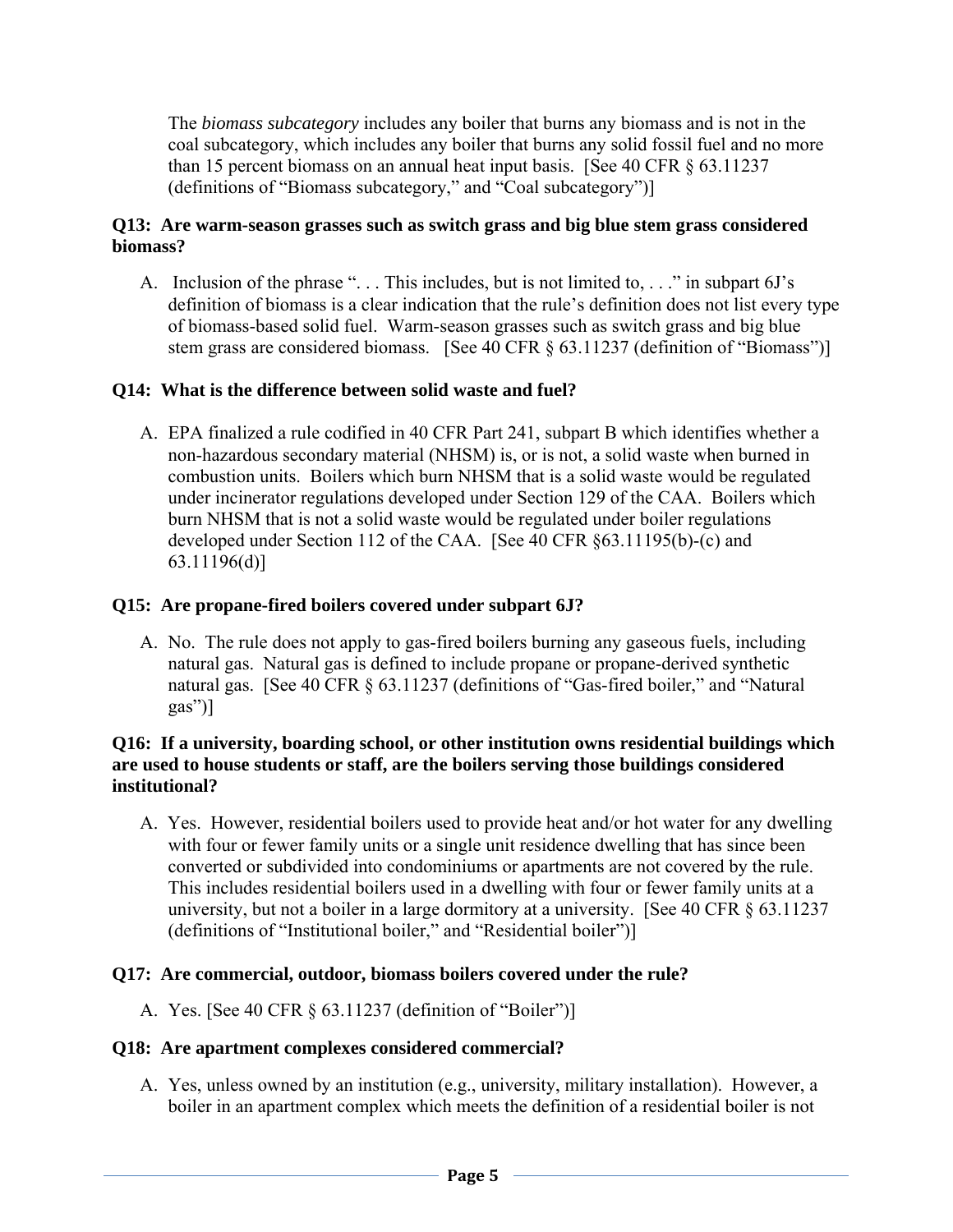The *biomass subcategory* includes any boiler that burns any biomass and is not in the coal subcategory, which includes any boiler that burns any solid fossil fuel and no more than 15 percent biomass on an annual heat input basis. [See 40 CFR § 63.11237 (definitions of "Biomass subcategory," and "Coal subcategory")]

**Q13: Are warm-season grasses such as switch grass and big blue stem grass considered biomass?**

A. Inclusion of the phrase ". . . This includes, but is not limited to, . . ." in subpart 6J's definition of biomass is a clear indication that the rule's definition does not list every type of biomass-based solid fuel. Warm-season grasses such as switch grass and big blue stem grass are considered biomass. [See 40 CFR § 63.11237 (definition of "Biomass")]

**Q14: What is the difference between solid waste and fuel?**

A. EPA finalized a rule codified in 40 CFR Part 241, subpart B which identifies whether a non-hazardous secondary material (NHSM) is, or is not, a solid waste when burned in combustion units. Boilers which burn NHSM that is a solid waste would be regulated under incinerator regulations developed under Section 129 of the CAA. Boilers which burn NHSM that is not a solid waste would be regulated under boiler regulations developed under Section 112 of the CAA. [See 40 CFR §63.11195(b)-(c) and 63.11196(d)]

**Q15: Are propane-fired boilers covered under subpart 6J?**

A. No. The rule does not apply to gas-fired boilers burning any gaseous fuels, including natural gas. Natural gas is defined to include propane or propane-derived synthetic natural gas. [See 40 CFR § 63.11237 (definitions of "Gas-fired boiler," and "Natural gas")]

**Q16: If a university, boarding school, or other institution owns residential buildings which are used to house students or staff, are the boilers serving those buildings considered institutional?**

A. Yes. However, residential boilers used to provide heat and/or hot water for any dwelling with four or fewer family units or a single unit residence dwelling that has since been converted or subdivided into condominiums or apartments are not covered by the rule. This includes residential boilers used in a dwelling with four or fewer family units at a university, but not a boiler in a large dormitory at a university. [See 40 CFR § 63.11237 (definitions of "Institutional boiler," and "Residential boiler")]

**Q17: Are commercial, outdoor, biomass boilers covered under the rule?**

A. Yes. [See 40 CFR § 63.11237 (definition of "Boiler")]

**Q18: Are apartment complexes considered commercial?**

A. Yes, unless owned by an institution (e.g., university, military installation). However, a boiler in an apartment complex which meets the definition of a residential boiler is not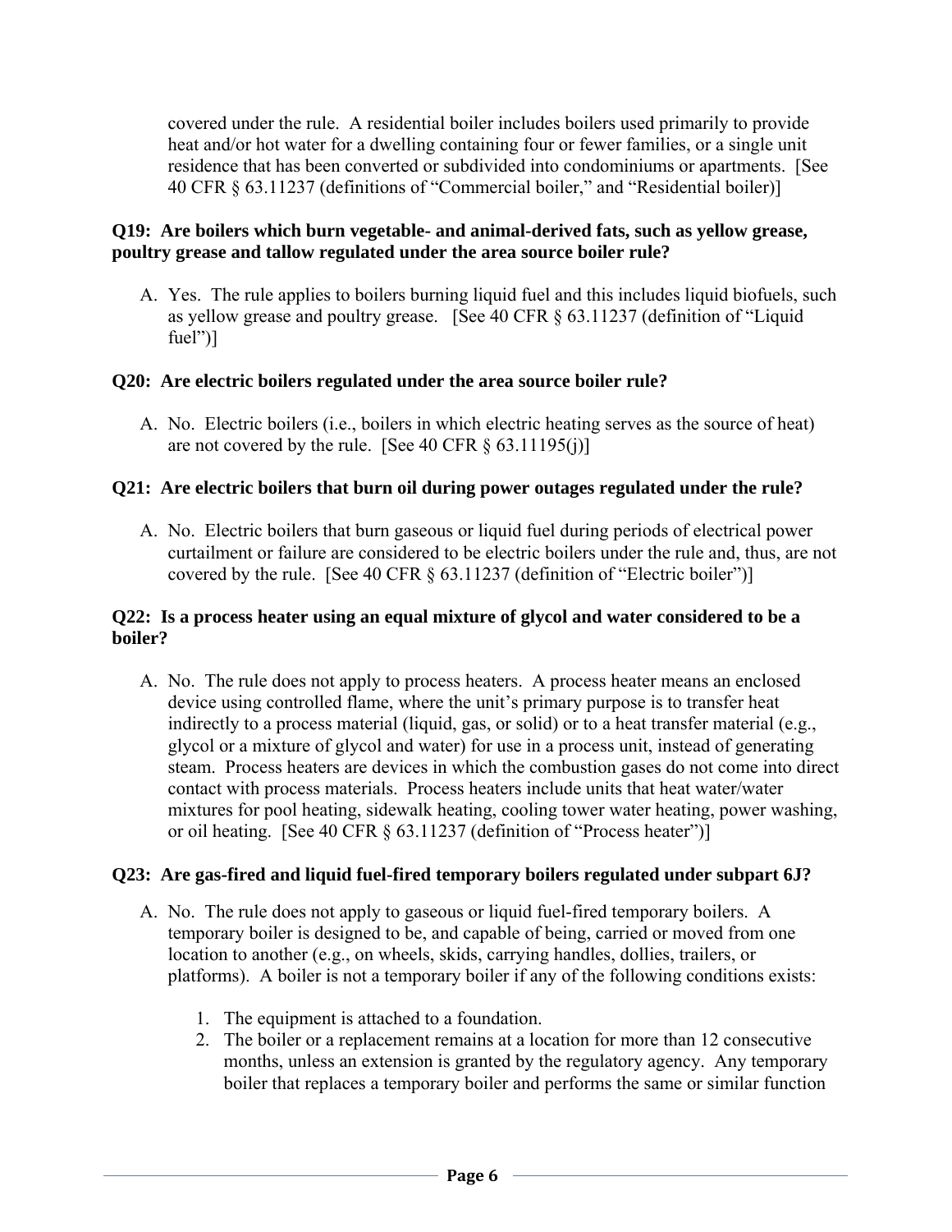covered under the rule. A residential boiler includes boilers used primarily to provide heat and/or hot water for a dwelling containing four or fewer families, or a single unit residence that has been converted or subdivided into condominiums or apartments. [See 40 CFR § 63.11237 (definitions of "Commercial boiler," and "Residential boiler)]

**Q19: Are boilers which burn vegetable- and animal-derived fats, such as yellow grease, poultry grease and tallow regulated under the area source boiler rule?**

A. Yes. The rule applies to boilers burning liquid fuel and this includes liquid biofuels, such as yellow grease and poultry grease. [See 40 CFR § 63.11237 (definition of "Liquid fuel")]

**Q20: Are electric boilers regulated under the area source boiler rule?**

A. No. Electric boilers (i.e., boilers in which electric heating serves as the source of heat) are not covered by the rule. [See 40 CFR § 63.11195(j)]

**Q21: Are electric boilers that burn oil during power outages regulated under the rule?**

A. No. Electric boilers that burn gaseous or liquid fuel during periods of electrical power curtailment or failure are considered to be electric boilers under the rule and, thus, are not covered by the rule. [See 40 CFR § 63.11237 (definition of "Electric boiler")]

**Q22: Is a process heater using an equal mixture of glycol and water considered to be a boiler?**

A. No. The rule does not apply to process heaters. A process heater means an enclosed device using controlled flame, where the unit's primary purpose is to transfer heat indirectly to a process material (liquid, gas, or solid) or to a heat transfer material (e.g., glycol or a mixture of glycol and water) for use in a process unit, instead of generating steam. Process heaters are devices in which the combustion gases do not come into direct contact with process materials. Process heaters include units that heat water/water mixtures for pool heating, sidewalk heating, cooling tower water heating, power washing, or oil heating. [See 40 CFR § 63.11237 (definition of "Process heater")]

**Q23: Are gas-fired and liquid fuel-fired temporary boilers regulated under subpart 6J?**

A. No. The rule does not apply to gaseous or liquid fuel-fired temporary boilers. A temporary boiler is designed to be, and capable of being, carried or moved from one location to another (e.g., on wheels, skids, carrying handles, dollies, trailers, or platforms). A boiler is not a temporary boiler if any of the following conditions exists:

1. The equipment is attached to a foundation.
2. The boiler or a replacement remains at a location for more than 12 consecutive months, unless an extension is granted by the regulatory agency. Any temporary boiler that replaces a temporary boiler and performs the same or similar function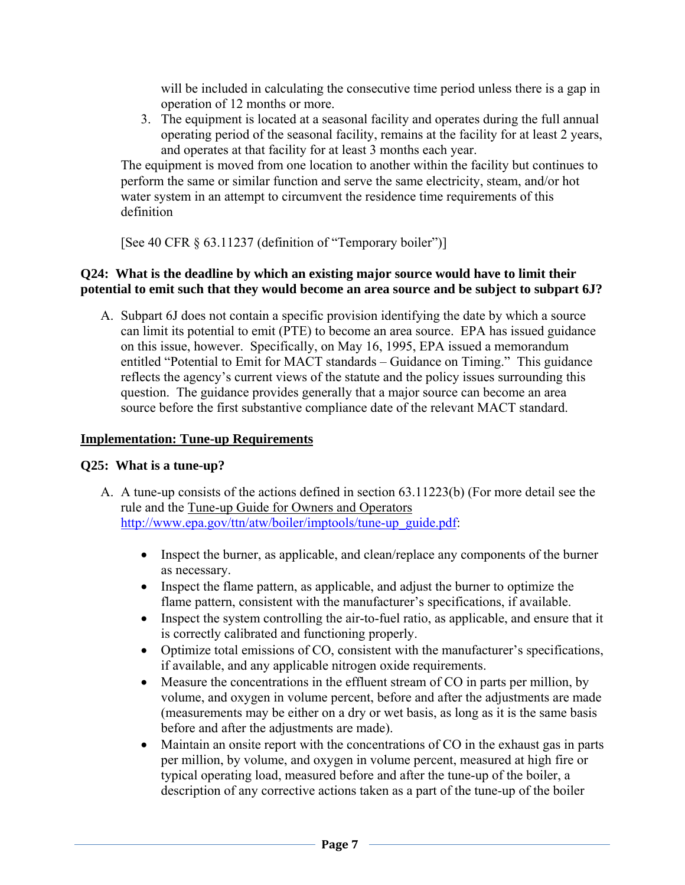will be included in calculating the consecutive time period unless there is a gap in operation of 12 months or more.

3. The equipment is located at a seasonal facility and operates during the full annual operating period of the seasonal facility, remains at the facility for at least 2 years, and operates at that facility for at least 3 months each year.

The equipment is moved from one location to another within the facility but continues to perform the same or similar function and serve the same electricity, steam, and/or hot water system in an attempt to circumvent the residence time requirements of this definition

[See 40 CFR § 63.11237 (definition of "Temporary boiler")]

**Q24: What is the deadline by which an existing major source would have to limit their potential to emit such that they would become an area source and be subject to subpart 6J?**

A. Subpart 6J does not contain a specific provision identifying the date by which a source can limit its potential to emit (PTE) to become an area source. EPA has issued guidance on this issue, however. Specifically, on May 16, 1995, EPA issued a memorandum entitled "Potential to Emit for MACT standards – Guidance on Timing." This guidance reflects the agency's current views of the statute and the policy issues surrounding this question. The guidance provides generally that a major source can become an area source before the first substantive compliance date of the relevant MACT standard.

**Implementation: Tune-up Requirements**

**Q25: What is a tune-up?**

A. A tune-up consists of the actions defined in section 63.11223(b) (For more detail see the rule and the Tune-up Guide for Owners and Operators http://www.epa.gov/ttn/atw/boiler/imptools/tune-up_guide.pdf:

- Inspect the burner, as applicable, and clean/replace any components of the burner as necessary.
- Inspect the flame pattern, as applicable, and adjust the burner to optimize the flame pattern, consistent with the manufacturer's specifications, if available.
- Inspect the system controlling the air-to-fuel ratio, as applicable, and ensure that it is correctly calibrated and functioning properly.
- Optimize total emissions of CO, consistent with the manufacturer's specifications, if available, and any applicable nitrogen oxide requirements.
- Measure the concentrations in the effluent stream of CO in parts per million, by volume, and oxygen in volume percent, before and after the adjustments are made (measurements may be either on a dry or wet basis, as long as it is the same basis before and after the adjustments are made).
- Maintain an onsite report with the concentrations of CO in the exhaust gas in parts per million, by volume, and oxygen in volume percent, measured at high fire or typical operating load, measured before and after the tune-up of the boiler, a description of any corrective actions taken as a part of the tune-up of the boiler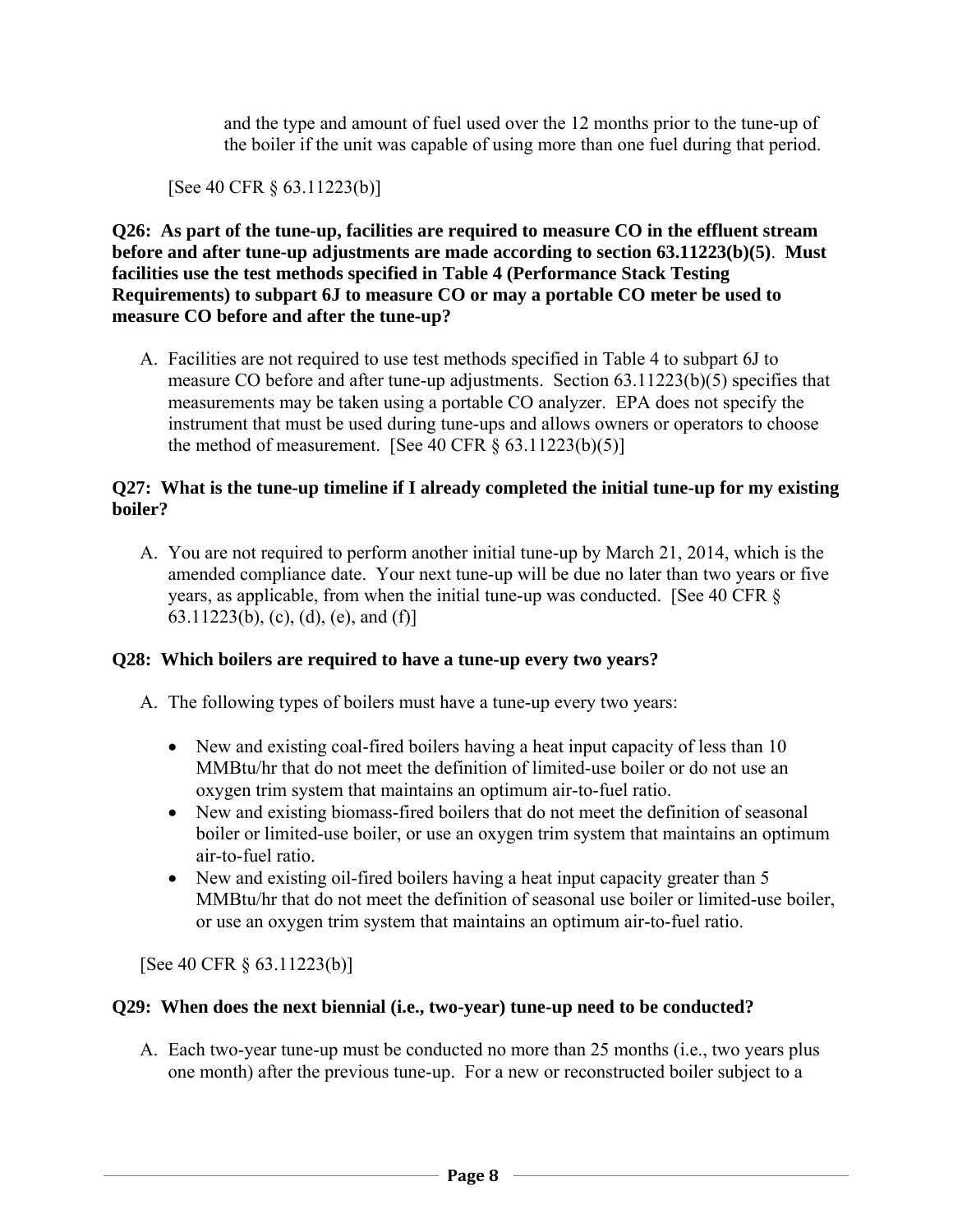and the type and amount of fuel used over the 12 months prior to the tune-up of the boiler if the unit was capable of using more than one fuel during that period.

[See 40 CFR § 63.11223(b)]

**Q26: As part of the tune-up, facilities are required to measure CO in the effluent stream before and after tune-up adjustments are made according to section 63.11223(b)(5). Must facilities use the test methods specified in Table 4 (Performance Stack Testing Requirements) to subpart 6J to measure CO or may a portable CO meter be used to measure CO before and after the tune-up?**

A. Facilities are not required to use test methods specified in Table 4 to subpart 6J to measure CO before and after tune-up adjustments. Section 63.11223(b)(5) specifies that measurements may be taken using a portable CO analyzer. EPA does not specify the instrument that must be used during tune-ups and allows owners or operators to choose the method of measurement. [See 40 CFR § 63.11223(b)(5)]

**Q27: What is the tune-up timeline if I already completed the initial tune-up for my existing boiler?**

A. You are not required to perform another initial tune-up by March 21, 2014, which is the amended compliance date. Your next tune-up will be due no later than two years or five years, as applicable, from when the initial tune-up was conducted. [See 40 CFR § 63.11223(b), (c), (d), (e), and (f)]

**Q28: Which boilers are required to have a tune-up every two years?**

A. The following types of boilers must have a tune-up every two years:

- New and existing coal-fired boilers having a heat input capacity of less than 10 MMBtu/hr that do not meet the definition of limited-use boiler or do not use an oxygen trim system that maintains an optimum air-to-fuel ratio.
- New and existing biomass-fired boilers that do not meet the definition of seasonal boiler or limited-use boiler, or use an oxygen trim system that maintains an optimum air-to-fuel ratio.
- New and existing oil-fired boilers having a heat input capacity greater than 5 MMBtu/hr that do not meet the definition of seasonal use boiler or limited-use boiler, or use an oxygen trim system that maintains an optimum air-to-fuel ratio.

[See 40 CFR § 63.11223(b)]

**Q29: When does the next biennial (i.e., two-year) tune-up need to be conducted?**

A. Each two-year tune-up must be conducted no more than 25 months (i.e., two years plus one month) after the previous tune-up. For a new or reconstructed boiler subject to a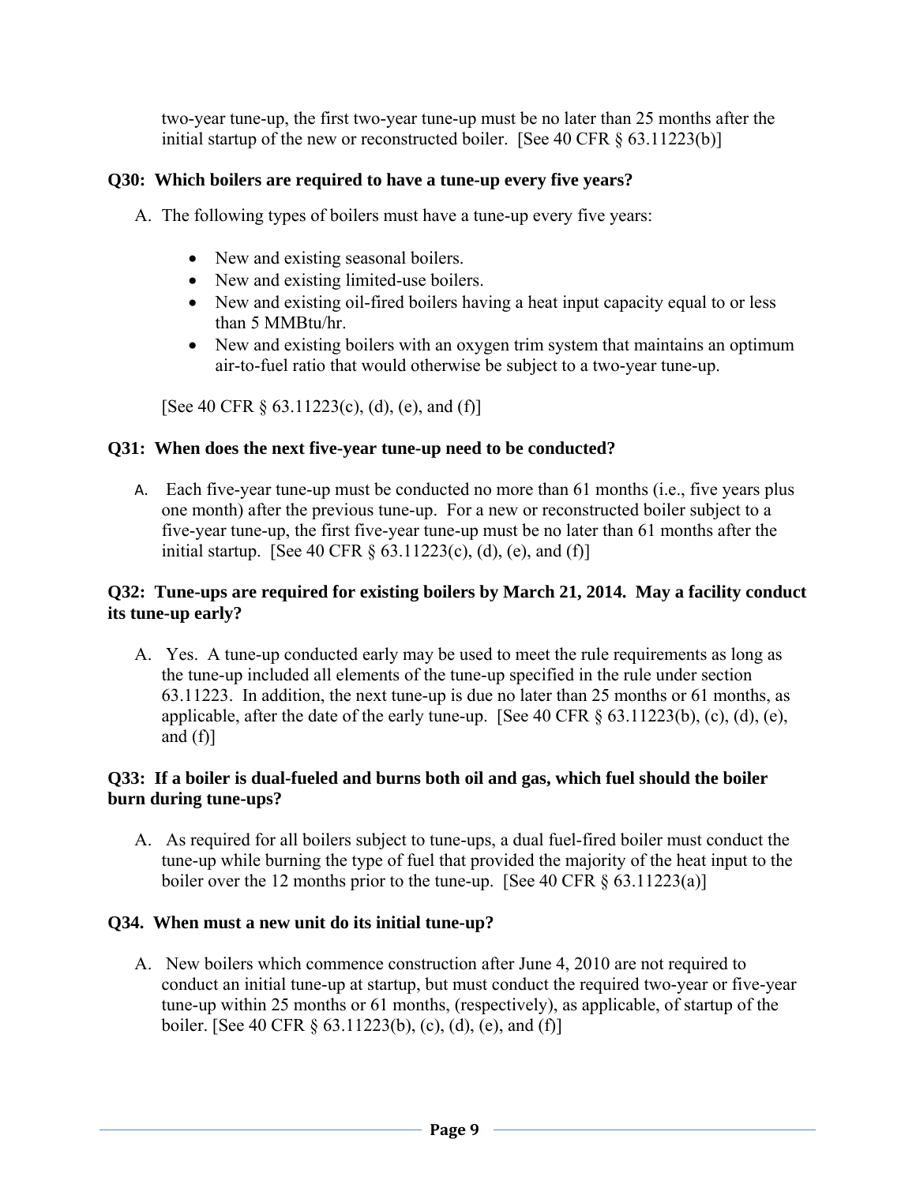two-year tune-up, the first two-year tune-up must be no later than 25 months after the initial startup of the new or reconstructed boiler. [See 40 CFR § 63.11223(b)]

**Q30: Which boilers are required to have a tune-up every five years?**

A. The following types of boilers must have a tune-up every five years:

- New and existing seasonal boilers.
- New and existing limited-use boilers.
- New and existing oil-fired boilers having a heat input capacity equal to or less than 5 MMBtu/hr.
- New and existing boilers with an oxygen trim system that maintains an optimum air-to-fuel ratio that would otherwise be subject to a two-year tune-up.

[See 40 CFR § 63.11223(c), (d), (e), and (f)]

**Q31: When does the next five-year tune-up need to be conducted?**

A. Each five-year tune-up must be conducted no more than 61 months (i.e., five years plus one month) after the previous tune-up. For a new or reconstructed boiler subject to a five-year tune-up, the first five-year tune-up must be no later than 61 months after the initial startup. [See 40 CFR § 63.11223(c), (d), (e), and (f)]

**Q32: Tune-ups are required for existing boilers by March 21, 2014. May a facility conduct its tune-up early?**

A. Yes. A tune-up conducted early may be used to meet the rule requirements as long as the tune-up included all elements of the tune-up specified in the rule under section 63.11223. In addition, the next tune-up is due no later than 25 months or 61 months, as applicable, after the date of the early tune-up. [See 40 CFR § 63.11223(b), (c), (d), (e), and (f)]

**Q33: If a boiler is dual-fueled and burns both oil and gas, which fuel should the boiler burn during tune-ups?**

A. As required for all boilers subject to tune-ups, a dual fuel-fired boiler must conduct the tune-up while burning the type of fuel that provided the majority of the heat input to the boiler over the 12 months prior to the tune-up. [See 40 CFR § 63.11223(a)]

**Q34. When must a new unit do its initial tune-up?**

A. New boilers which commence construction after June 4, 2010 are not required to conduct an initial tune-up at startup, but must conduct the required two-year or five-year tune-up within 25 months or 61 months, (respectively), as applicable, of startup of the boiler. [See 40 CFR § 63.11223(b), (c), (d), (e), and (f)]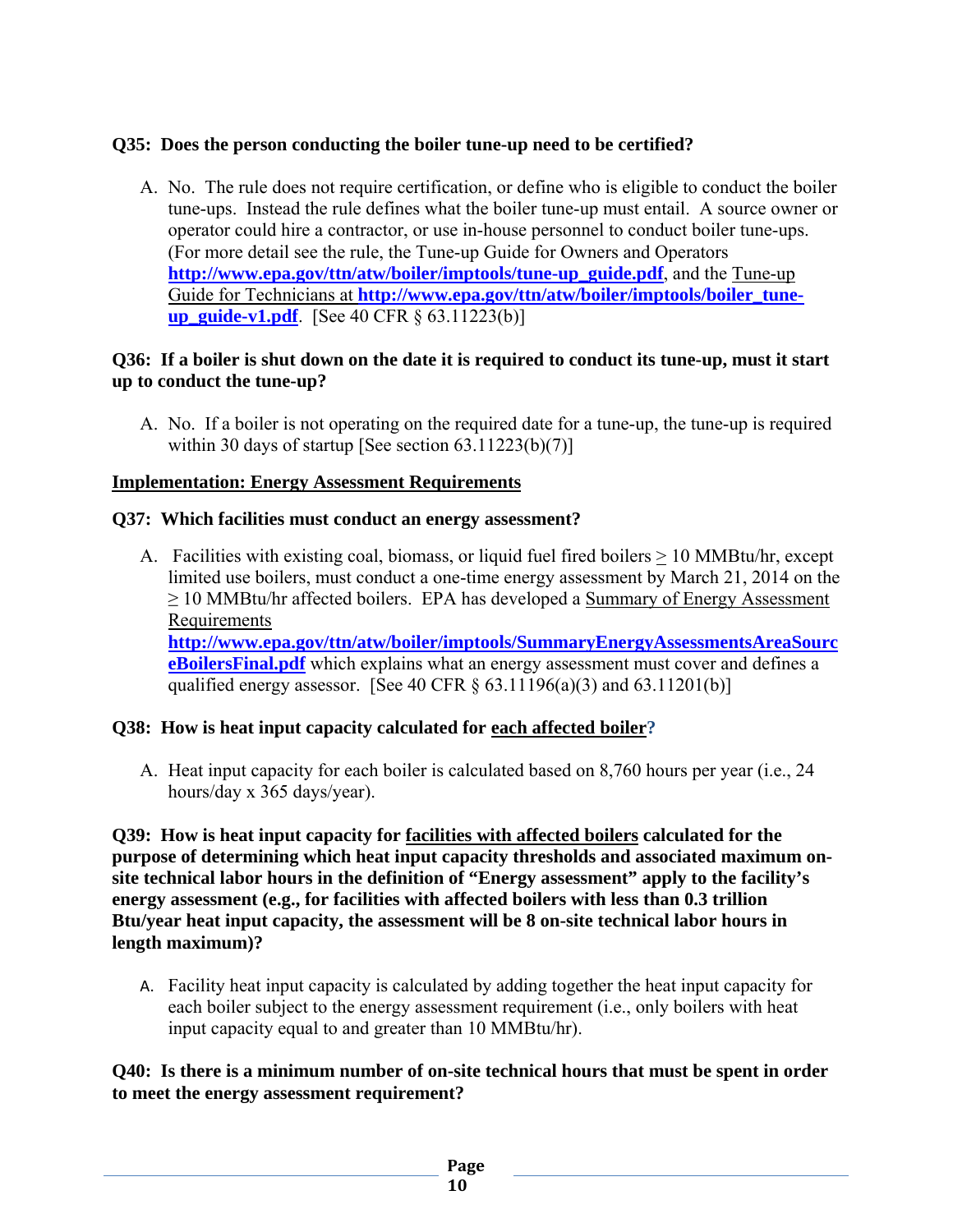**Q35: Does the person conducting the boiler tune-up need to be certified?**

A. No. The rule does not require certification, or define who is eligible to conduct the boiler tune-ups. Instead the rule defines what the boiler tune-up must entail. A source owner or operator could hire a contractor, or use in-house personnel to conduct boiler tune-ups. (For more detail see the rule, the Tune-up Guide for Owners and Operators **http://www.epa.gov/ttn/atw/boiler/imptools/tune-up_guide.pdf**, and the Tune-up Guide for Technicians at **http://www.epa.gov/ttn/atw/boiler/imptools/boiler_tune-up_guide-v1.pdf**. [See 40 CFR § 63.11223(b)]

**Q36: If a boiler is shut down on the date it is required to conduct its tune-up, must it start up to conduct the tune-up?**

A. No. If a boiler is not operating on the required date for a tune-up, the tune-up is required within 30 days of startup [See section 63.11223(b)(7)]

**Implementation: Energy Assessment Requirements**

**Q37: Which facilities must conduct an energy assessment?**

A. Facilities with existing coal, biomass, or liquid fuel fired boilers ≥ 10 MMBtu/hr, except limited use boilers, must conduct a one-time energy assessment by March 21, 2014 on the ≥ 10 MMBtu/hr affected boilers. EPA has developed a Summary of Energy Assessment Requirements **http://www.epa.gov/ttn/atw/boiler/imptools/SummaryEnergyAssessmentsAreaSourceBoilersFinal.pdf** which explains what an energy assessment must cover and defines a qualified energy assessor. [See 40 CFR § 63.11196(a)(3) and 63.11201(b)]

**Q38: How is heat input capacity calculated for each affected boiler?**

A. Heat input capacity for each boiler is calculated based on 8,760 hours per year (i.e., 24 hours/day x 365 days/year).

**Q39: How is heat input capacity for facilities with affected boilers calculated for the purpose of determining which heat input capacity thresholds and associated maximum on-site technical labor hours in the definition of "Energy assessment" apply to the facility's energy assessment (e.g., for facilities with affected boilers with less than 0.3 trillion Btu/year heat input capacity, the assessment will be 8 on-site technical labor hours in length maximum)?**

A. Facility heat input capacity is calculated by adding together the heat input capacity for each boiler subject to the energy assessment requirement (i.e., only boilers with heat input capacity equal to and greater than 10 MMBtu/hr).

**Q40: Is there a minimum number of on-site technical hours that must be spent in order to meet the energy assessment requirement?**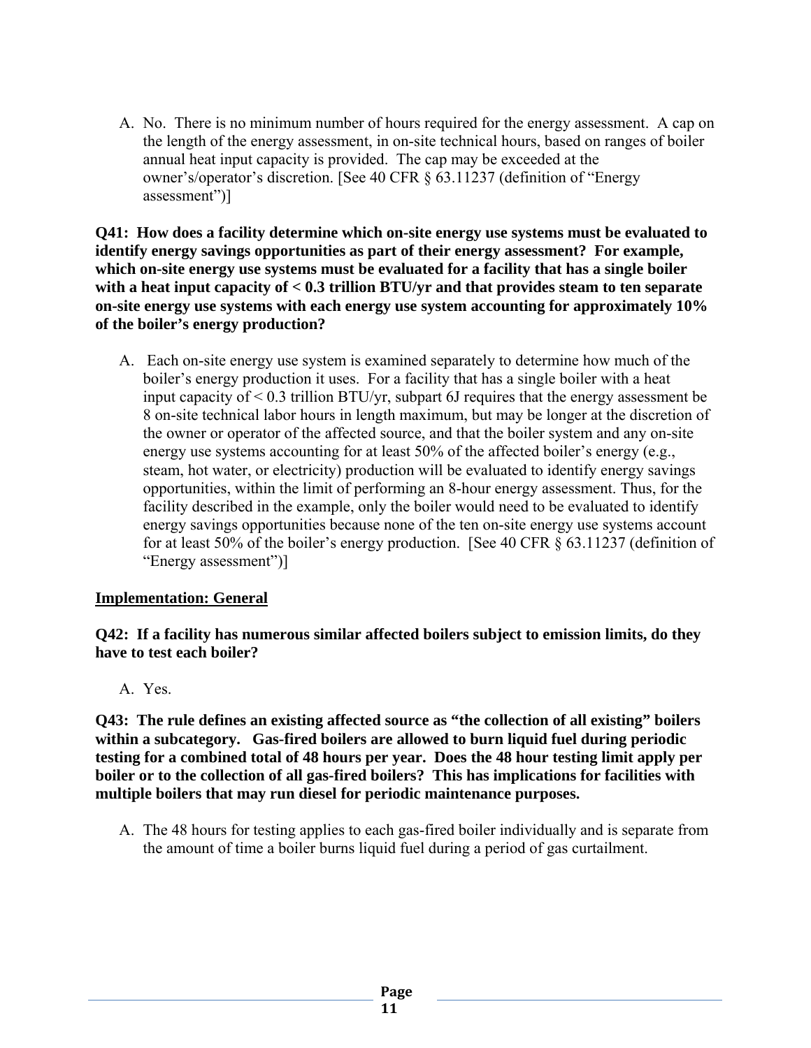A. No. There is no minimum number of hours required for the energy assessment. A cap on the length of the energy assessment, in on-site technical hours, based on ranges of boiler annual heat input capacity is provided. The cap may be exceeded at the owner's/operator's discretion. [See 40 CFR § 63.11237 (definition of "Energy assessment")]

**Q41: How does a facility determine which on-site energy use systems must be evaluated to identify energy savings opportunities as part of their energy assessment? For example, which on-site energy use systems must be evaluated for a facility that has a single boiler with a heat input capacity of < 0.3 trillion BTU/yr and that provides steam to ten separate on-site energy use systems with each energy use system accounting for approximately 10% of the boiler's energy production?**

A. Each on-site energy use system is examined separately to determine how much of the boiler's energy production it uses. For a facility that has a single boiler with a heat input capacity of < 0.3 trillion BTU/yr, subpart 6J requires that the energy assessment be 8 on-site technical labor hours in length maximum, but may be longer at the discretion of the owner or operator of the affected source, and that the boiler system and any on-site energy use systems accounting for at least 50% of the affected boiler's energy (e.g., steam, hot water, or electricity) production will be evaluated to identify energy savings opportunities, within the limit of performing an 8-hour energy assessment. Thus, for the facility described in the example, only the boiler would need to be evaluated to identify energy savings opportunities because none of the ten on-site energy use systems account for at least 50% of the boiler's energy production. [See 40 CFR § 63.11237 (definition of "Energy assessment")]

## Implementation: General

**Q42: If a facility has numerous similar affected boilers subject to emission limits, do they have to test each boiler?**

A. Yes.

**Q43: The rule defines an existing affected source as "the collection of all existing" boilers within a subcategory. Gas-fired boilers are allowed to burn liquid fuel during periodic testing for a combined total of 48 hours per year. Does the 48 hour testing limit apply per boiler or to the collection of all gas-fired boilers? This has implications for facilities with multiple boilers that may run diesel for periodic maintenance purposes.**

A. The 48 hours for testing applies to each gas-fired boiler individually and is separate from the amount of time a boiler burns liquid fuel during a period of gas curtailment.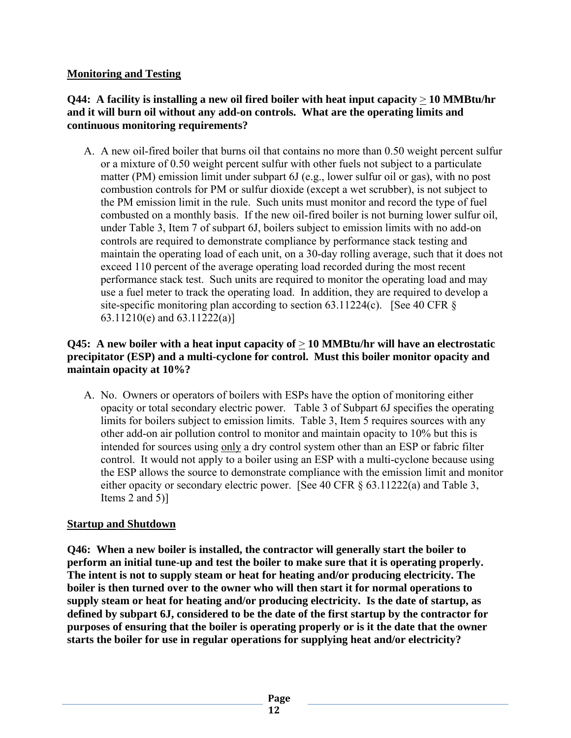## Monitoring and Testing

**Q44: A facility is installing a new oil fired boiler with heat input capacity ≥ 10 MMBtu/hr and it will burn oil without any add-on controls. What are the operating limits and continuous monitoring requirements?**

A. A new oil-fired boiler that burns oil that contains no more than 0.50 weight percent sulfur or a mixture of 0.50 weight percent sulfur with other fuels not subject to a particulate matter (PM) emission limit under subpart 6J (e.g., lower sulfur oil or gas), with no post combustion controls for PM or sulfur dioxide (except a wet scrubber), is not subject to the PM emission limit in the rule. Such units must monitor and record the type of fuel combusted on a monthly basis. If the new oil-fired boiler is not burning lower sulfur oil, under Table 3, Item 7 of subpart 6J, boilers subject to emission limits with no add-on controls are required to demonstrate compliance by performance stack testing and maintain the operating load of each unit, on a 30-day rolling average, such that it does not exceed 110 percent of the average operating load recorded during the most recent performance stack test. Such units are required to monitor the operating load and may use a fuel meter to track the operating load. In addition, they are required to develop a site-specific monitoring plan according to section 63.11224(c). [See 40 CFR § 63.11210(e) and 63.11222(a)]

**Q45: A new boiler with a heat input capacity of ≥ 10 MMBtu/hr will have an electrostatic precipitator (ESP) and a multi-cyclone for control. Must this boiler monitor opacity and maintain opacity at 10%?**

A. No. Owners or operators of boilers with ESPs have the option of monitoring either opacity or total secondary electric power. Table 3 of Subpart 6J specifies the operating limits for boilers subject to emission limits. Table 3, Item 5 requires sources with any other add-on air pollution control to monitor and maintain opacity to 10% but this is intended for sources using only a dry control system other than an ESP or fabric filter control. It would not apply to a boiler using an ESP with a multi-cyclone because using the ESP allows the source to demonstrate compliance with the emission limit and monitor either opacity or secondary electric power. [See 40 CFR § 63.11222(a) and Table 3, Items 2 and 5)]

## Startup and Shutdown

**Q46: When a new boiler is installed, the contractor will generally start the boiler to perform an initial tune-up and test the boiler to make sure that it is operating properly. The intent is not to supply steam or heat for heating and/or producing electricity. The boiler is then turned over to the owner who will then start it for normal operations to supply steam or heat for heating and/or producing electricity. Is the date of startup, as defined by subpart 6J, considered to be the date of the first startup by the contractor for purposes of ensuring that the boiler is operating properly or is it the date that the owner starts the boiler for use in regular operations for supplying heat and/or electricity?**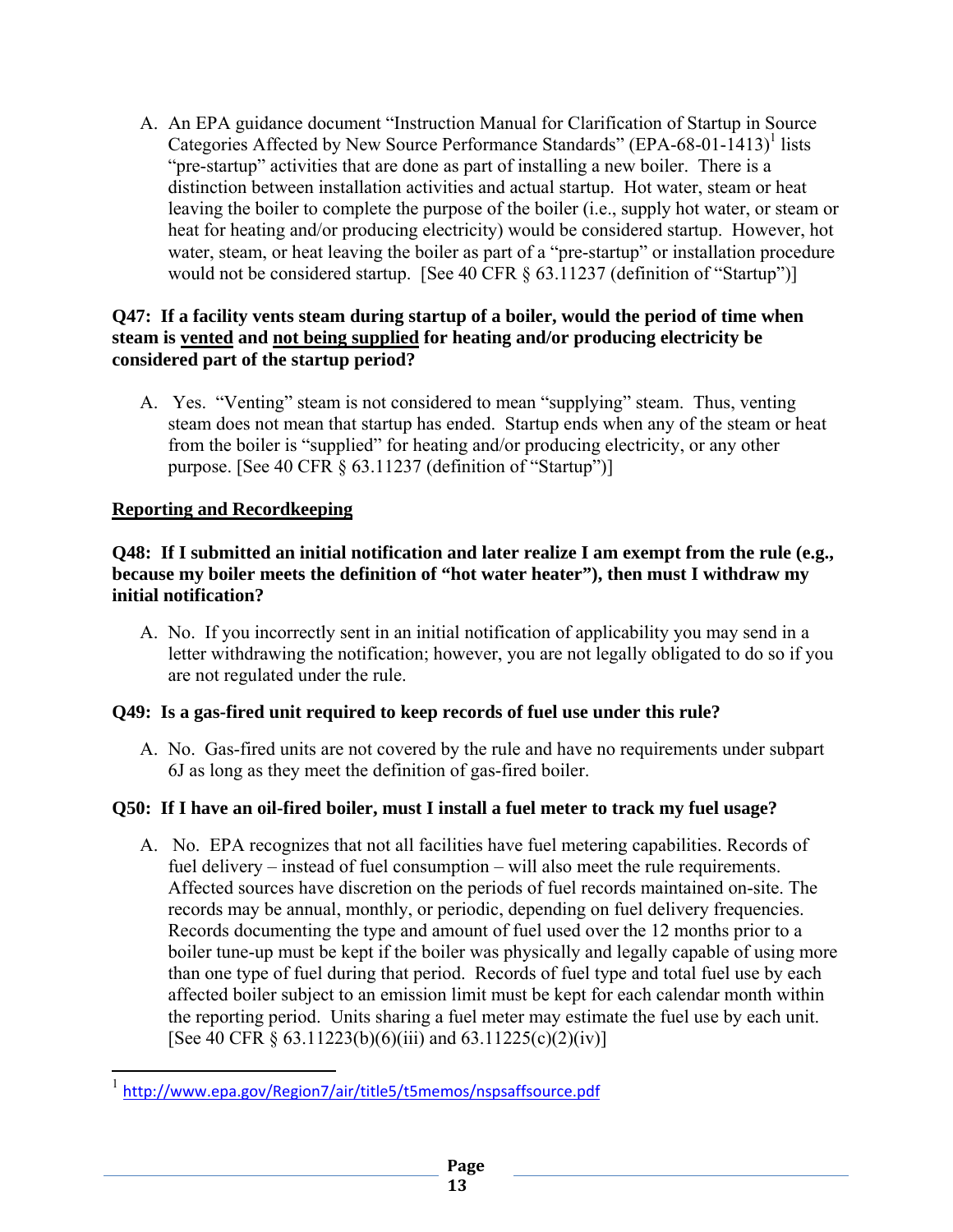A. An EPA guidance document "Instruction Manual for Clarification of Startup in Source Categories Affected by New Source Performance Standards" (EPA-68-01-1413)[1] lists "pre-startup" activities that are done as part of installing a new boiler. There is a distinction between installation activities and actual startup. Hot water, steam or heat leaving the boiler to complete the purpose of the boiler (i.e., supply hot water, or steam or heat for heating and/or producing electricity) would be considered startup. However, hot water, steam, or heat leaving the boiler as part of a "pre-startup" or installation procedure would not be considered startup. [See 40 CFR § 63.11237 (definition of "Startup")]

**Q47: If a facility vents steam during startup of a boiler, would the period of time when steam is vented and not being supplied for heating and/or producing electricity be considered part of the startup period?**

A. Yes. "Venting" steam is not considered to mean "supplying" steam. Thus, venting steam does not mean that startup has ended. Startup ends when any of the steam or heat from the boiler is "supplied" for heating and/or producing electricity, or any other purpose. [See 40 CFR § 63.11237 (definition of "Startup")]

## Reporting and Recordkeeping

**Q48: If I submitted an initial notification and later realize I am exempt from the rule (e.g., because my boiler meets the definition of "hot water heater"), then must I withdraw my initial notification?**

A. No. If you incorrectly sent in an initial notification of applicability you may send in a letter withdrawing the notification; however, you are not legally obligated to do so if you are not regulated under the rule.

**Q49: Is a gas-fired unit required to keep records of fuel use under this rule?**

A. No. Gas-fired units are not covered by the rule and have no requirements under subpart 6J as long as they meet the definition of gas-fired boiler.

**Q50: If I have an oil-fired boiler, must I install a fuel meter to track my fuel usage?**

A. No. EPA recognizes that not all facilities have fuel metering capabilities. Records of fuel delivery – instead of fuel consumption – will also meet the rule requirements. Affected sources have discretion on the periods of fuel records maintained on-site. The records may be annual, monthly, or periodic, depending on fuel delivery frequencies. Records documenting the type and amount of fuel used over the 12 months prior to a boiler tune-up must be kept if the boiler was physically and legally capable of using more than one type of fuel during that period. Records of fuel type and total fuel use by each affected boiler subject to an emission limit must be kept for each calendar month within the reporting period. Units sharing a fuel meter may estimate the fuel use by each unit. [See 40 CFR § 63.11223(b)(6)(iii) and 63.11225(c)(2)(iv)]

---

[1] http://www.epa.gov/Region7/air/title5/t5memos/nspsaffsource.pdf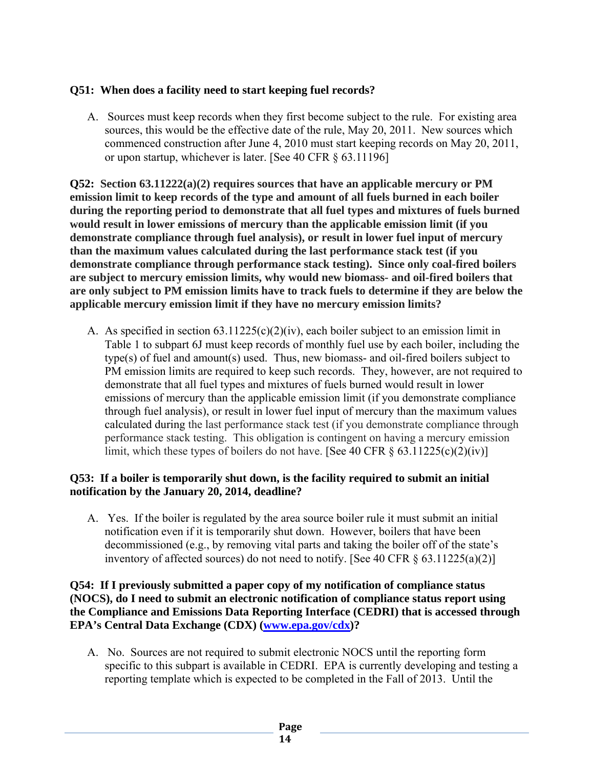**Q51: When does a facility need to start keeping fuel records?**

A. Sources must keep records when they first become subject to the rule. For existing area sources, this would be the effective date of the rule, May 20, 2011. New sources which commenced construction after June 4, 2010 must start keeping records on May 20, 2011, or upon startup, whichever is later. [See 40 CFR § 63.11196]

**Q52: Section 63.11222(a)(2) requires sources that have an applicable mercury or PM emission limit to keep records of the type and amount of all fuels burned in each boiler during the reporting period to demonstrate that all fuel types and mixtures of fuels burned would result in lower emissions of mercury than the applicable emission limit (if you demonstrate compliance through fuel analysis), or result in lower fuel input of mercury than the maximum values calculated during the last performance stack test (if you demonstrate compliance through performance stack testing). Since only coal-fired boilers are subject to mercury emission limits, why would new biomass- and oil-fired boilers that are only subject to PM emission limits have to track fuels to determine if they are below the applicable mercury emission limit if they have no mercury emission limits?**

A. As specified in section 63.11225(c)(2)(iv), each boiler subject to an emission limit in Table 1 to subpart 6J must keep records of monthly fuel use by each boiler, including the type(s) of fuel and amount(s) used. Thus, new biomass- and oil-fired boilers subject to PM emission limits are required to keep such records. They, however, are not required to demonstrate that all fuel types and mixtures of fuels burned would result in lower emissions of mercury than the applicable emission limit (if you demonstrate compliance through fuel analysis), or result in lower fuel input of mercury than the maximum values calculated during the last performance stack test (if you demonstrate compliance through performance stack testing. This obligation is contingent on having a mercury emission limit, which these types of boilers do not have. [See 40 CFR § 63.11225(c)(2)(iv)]

**Q53: If a boiler is temporarily shut down, is the facility required to submit an initial notification by the January 20, 2014, deadline?**

A. Yes. If the boiler is regulated by the area source boiler rule it must submit an initial notification even if it is temporarily shut down. However, boilers that have been decommissioned (e.g., by removing vital parts and taking the boiler off of the state's inventory of affected sources) do not need to notify. [See 40 CFR § 63.11225(a)(2)]

**Q54: If I previously submitted a paper copy of my notification of compliance status (NOCS), do I need to submit an electronic notification of compliance status report using the Compliance and Emissions Data Reporting Interface (CEDRI) that is accessed through EPA's Central Data Exchange (CDX) (www.epa.gov/cdx)?**

A. No. Sources are not required to submit electronic NOCS until the reporting form specific to this subpart is available in CEDRI. EPA is currently developing and testing a reporting template which is expected to be completed in the Fall of 2013. Until the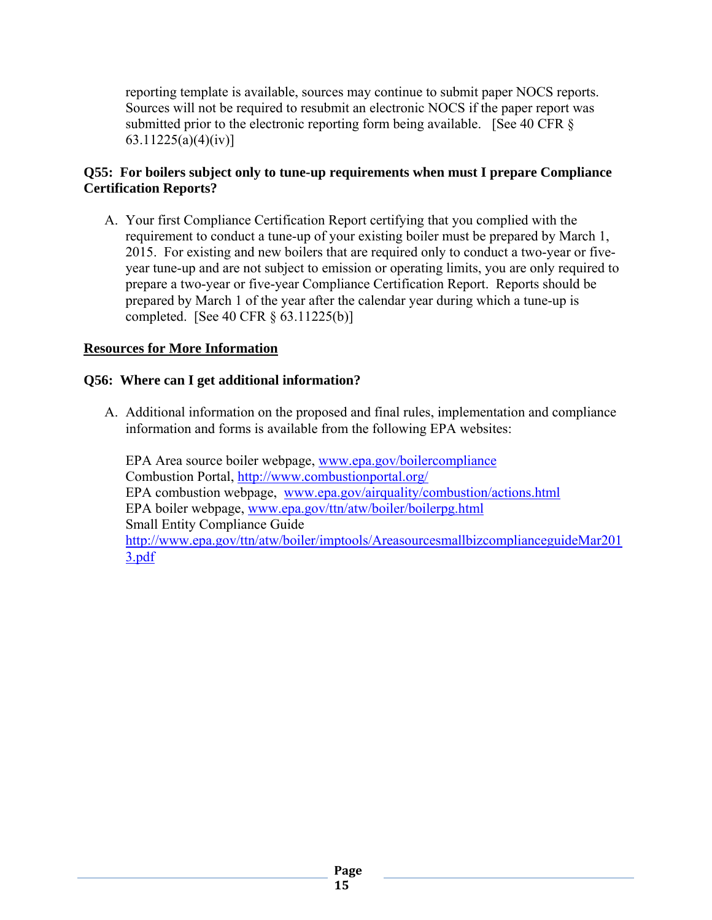reporting template is available, sources may continue to submit paper NOCS reports. Sources will not be required to resubmit an electronic NOCS if the paper report was submitted prior to the electronic reporting form being available. [See 40 CFR § 63.11225(a)(4)(iv)]

**Q55: For boilers subject only to tune-up requirements when must I prepare Compliance Certification Reports?**

A. Your first Compliance Certification Report certifying that you complied with the requirement to conduct a tune-up of your existing boiler must be prepared by March 1, 2015. For existing and new boilers that are required only to conduct a two-year or five-year tune-up and are not subject to emission or operating limits, you are only required to prepare a two-year or five-year Compliance Certification Report. Reports should be prepared by March 1 of the year after the calendar year during which a tune-up is completed. [See 40 CFR § 63.11225(b)]

## Resources for More Information

**Q56: Where can I get additional information?**

A. Additional information on the proposed and final rules, implementation and compliance information and forms is available from the following EPA websites:

EPA Area source boiler webpage, www.epa.gov/boilercompliance
Combustion Portal, http://www.combustionportal.org/
EPA combustion webpage, www.epa.gov/airquality/combustion/actions.html
EPA boiler webpage, www.epa.gov/ttn/atw/boiler/boilerpg.html
Small Entity Compliance Guide
http://www.epa.gov/ttn/atw/boiler/imptools/AreasourcesmallbizcomplianceguideMar2013.pdf